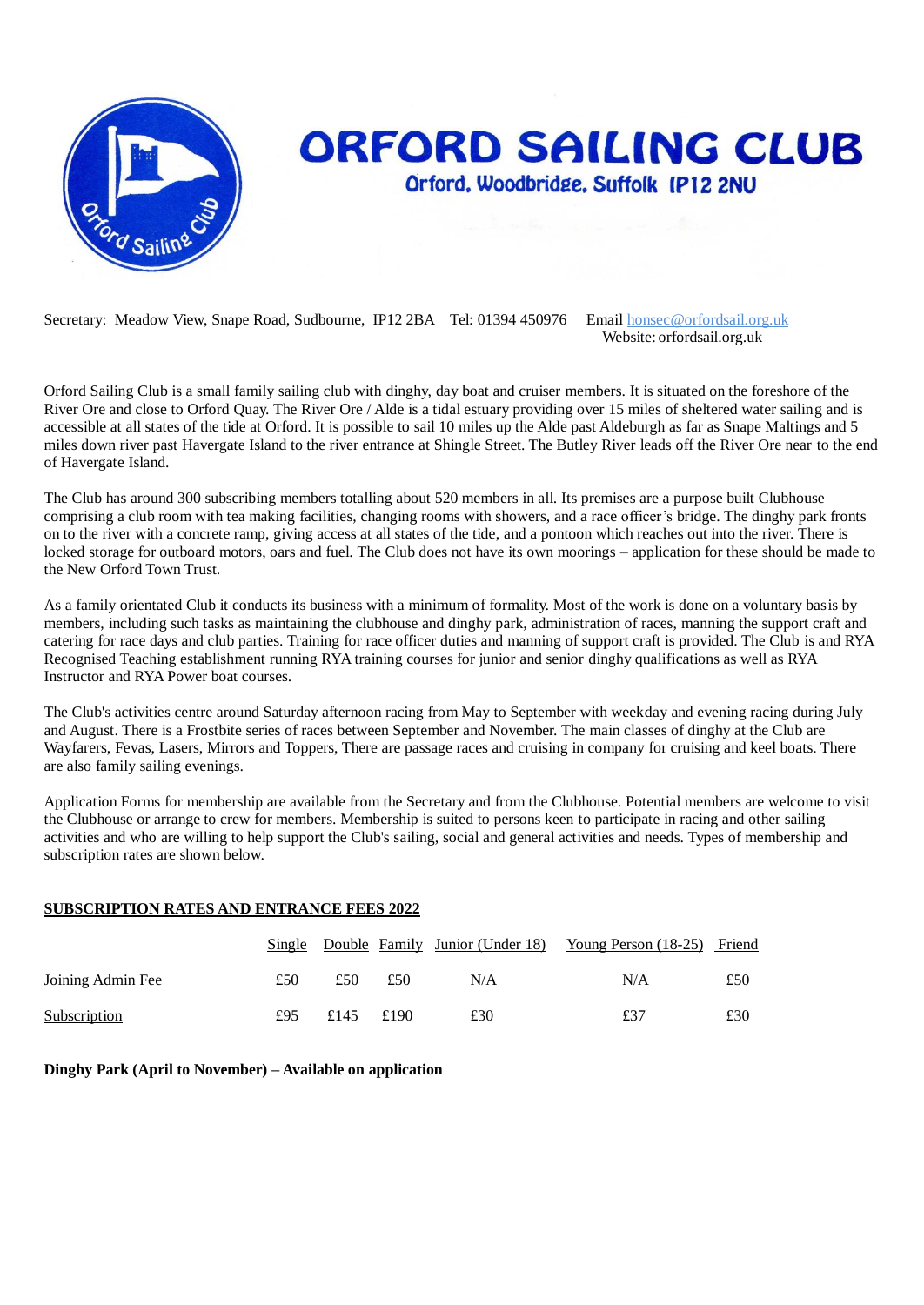# ORFORD SAILING CLUB

Orford, Woodbridge, Suffolk IP12 2NU

Secretary: Meadow View, Snape Road, Sudbourne, IP12 2BA Tel: 01394 450976 Email honsec@orfordsail.org.uk
Website: orfordsail.org.uk

Orford Sailing Club is a small family sailing club with dinghy, day boat and cruiser members. It is situated on the foreshore of the River Ore and close to Orford Quay. The River Ore / Alde is a tidal estuary providing over 15 miles of sheltered water sailing and is accessible at all states of the tide at Orford. It is possible to sail 10 miles up the Alde past Aldeburgh as far as Snape Maltings and 5 miles down river past Havergate Island to the river entrance at Shingle Street. The Butley River leads off the River Ore near to the end of Havergate Island.

The Club has around 300 subscribing members totalling about 520 members in all. Its premises are a purpose built Clubhouse comprising a club room with tea making facilities, changing rooms with showers, and a race officer's bridge. The dinghy park fronts on to the river with a concrete ramp, giving access at all states of the tide, and a pontoon which reaches out into the river. There is locked storage for outboard motors, oars and fuel. The Club does not have its own moorings – application for these should be made to the New Orford Town Trust.

As a family orientated Club it conducts its business with a minimum of formality. Most of the work is done on a voluntary basis by members, including such tasks as maintaining the clubhouse and dinghy park, administration of races, manning the support craft and catering for race days and club parties. Training for race officer duties and manning of support craft is provided. The Club is and RYA Recognised Teaching establishment running RYA training courses for junior and senior dinghy qualifications as well as RYA Instructor and RYA Power boat courses.

The Club's activities centre around Saturday afternoon racing from May to September with weekday and evening racing during July and August. There is a Frostbite series of races between September and November. The main classes of dinghy at the Club are Wayfarers, Fevas, Lasers, Mirrors and Toppers, There are passage races and cruising in company for cruising and keel boats. There are also family sailing evenings.

Application Forms for membership are available from the Secretary and from the Clubhouse. Potential members are welcome to visit the Clubhouse or arrange to crew for members. Membership is suited to persons keen to participate in racing and other sailing activities and who are willing to help support the Club's sailing, social and general activities and needs. Types of membership and subscription rates are shown below.

## SUBSCRIPTION RATES AND ENTRANCE FEES 2022

| | Single | Double | Family | Junior (Under 18) | Young Person (18-25) | Friend |
|---|---|---|---|---|---|---|
| Joining Admin Fee | £50 | £50 | £50 | N/A | N/A | £50 |
| Subscription | £95 | £145 | £190 | £30 | £37 | £30 |

**Dinghy Park (April to November) – Available on application**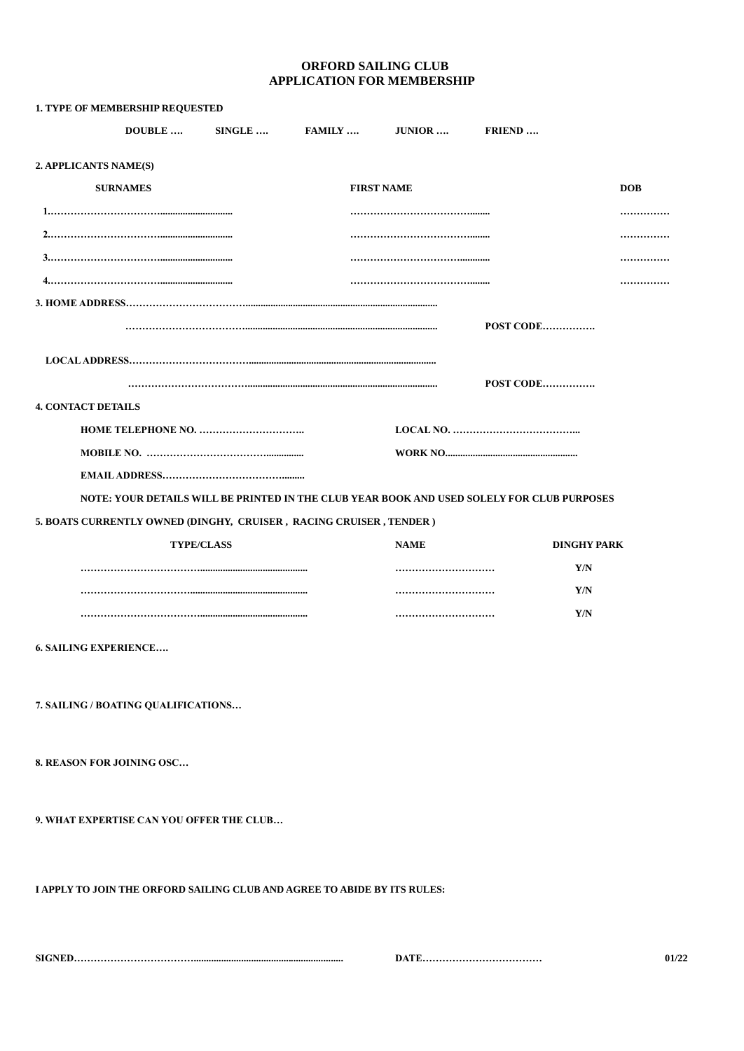# ORFORD SAILING CLUB
## APPLICATION FOR MEMBERSHIP

**1. TYPE OF MEMBERSHIP REQUESTED**

**DOUBLE ….  SINGLE ….  FAMILY ….  JUNIOR ….  FRIEND ….**

**2. APPLICANTS NAME(S)**

| SURNAMES | FIRST NAME | DOB |
|---|---|---|
| 1………………………………………………………… | ……………………………………… | …………… |
| 2………………………………………………………… | ……………………………………… | …………… |
| 3………………………………………………………… | ……………………………………… | …………… |
| 4………………………………………………………… | ……………………………………… | …………… |

**3. HOME ADDRESS**……………………………………………………………………………………………

……………………………………………………………………………………………… **POST CODE**…………….

**LOCAL ADDRESS**……………………………………………………………………………………………

……………………………………………………………………………………………… **POST CODE**…………….

**4. CONTACT DETAILS**

**HOME TELEPHONE NO.** …………………………..  **LOCAL NO.** ………………………………...

**MOBILE NO.** ……………………………………………  **WORK NO.**………………………………………

**EMAIL ADDRESS**………………………………………..

**NOTE: YOUR DETAILS WILL BE PRINTED IN THE CLUB YEAR BOOK AND USED SOLELY FOR CLUB PURPOSES**

**5. BOATS CURRENTLY OWNED (DINGHY, CRUISER , RACING CRUISER , TENDER )**

| TYPE/CLASS | NAME | DINGHY PARK |
|---|---|---|
| ……………………………………………………… | ………………………… | Y/N |
| ……………………………………………………… | ………………………… | Y/N |
| ……………………………………………………… | ………………………… | Y/N |

**6. SAILING EXPERIENCE….**

**7. SAILING / BOATING QUALIFICATIONS…**

**8. REASON FOR JOINING OSC…**

**9. WHAT EXPERTISE CAN YOU OFFER THE CLUB…**

**I APPLY TO JOIN THE ORFORD SAILING CLUB AND AGREE TO ABIDE BY ITS RULES:**

**SIGNED**……………………………………………………………………  **DATE**………………………………  **01/22**